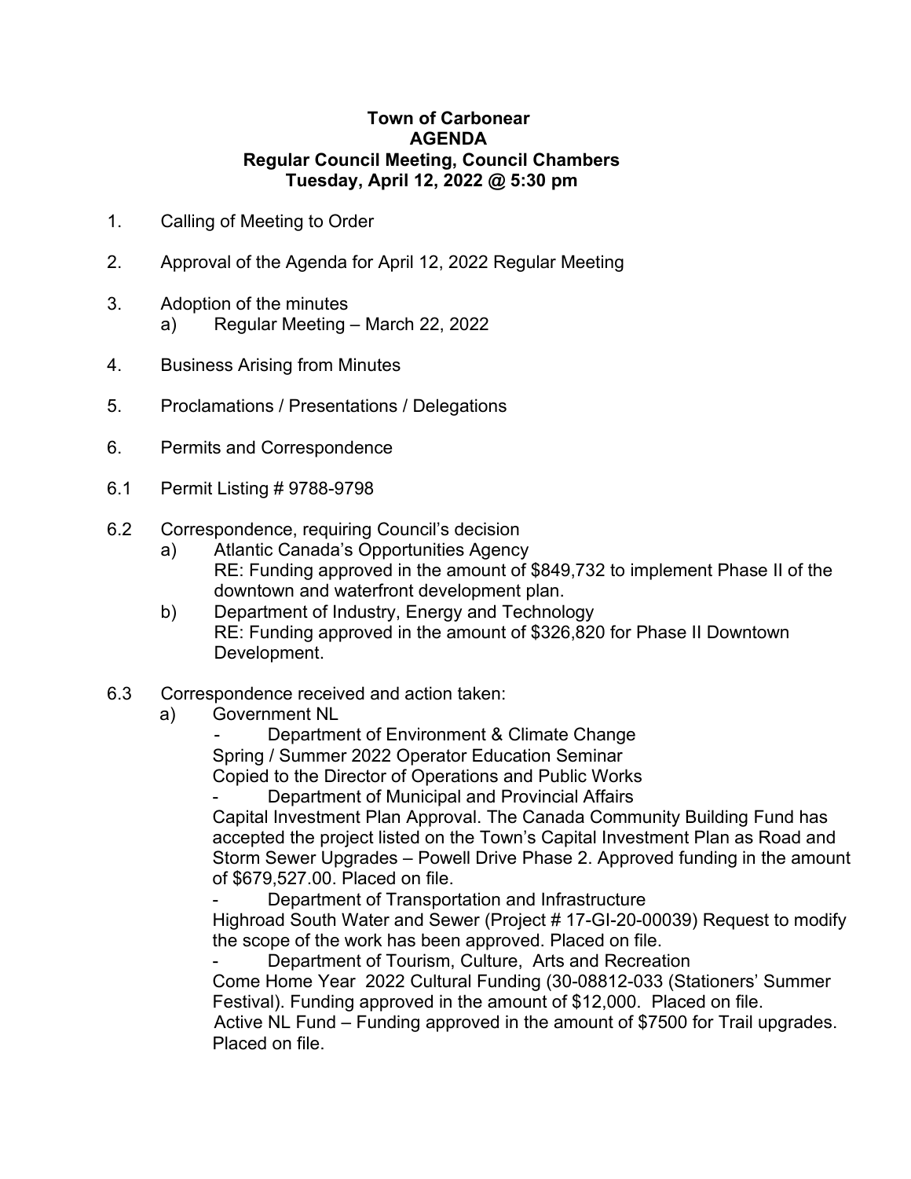**Town of Carbonear**
**AGENDA**
**Regular Council Meeting, Council Chambers**
**Tuesday, April 12, 2022 @ 5:30 pm**

1. Calling of Meeting to Order

2. Approval of the Agenda for April 12, 2022 Regular Meeting

3. Adoption of the minutes
   a) Regular Meeting – March 22, 2022

4. Business Arising from Minutes

5. Proclamations / Presentations / Delegations

6. Permits and Correspondence

6.1 Permit Listing # 9788-9798

6.2 Correspondence, requiring Council's decision
   a) Atlantic Canada's Opportunities Agency
      RE: Funding approved in the amount of $849,732 to implement Phase II of the downtown and waterfront development plan.
   b) Department of Industry, Energy and Technology
      RE: Funding approved in the amount of $326,820 for Phase II Downtown Development.

6.3 Correspondence received and action taken:
   a) Government NL
      - Department of Environment & Climate Change
        Spring / Summer 2022 Operator Education Seminar
        Copied to the Director of Operations and Public Works
      - Department of Municipal and Provincial Affairs
        Capital Investment Plan Approval. The Canada Community Building Fund has accepted the project listed on the Town's Capital Investment Plan as Road and Storm Sewer Upgrades – Powell Drive Phase 2. Approved funding in the amount of $679,527.00. Placed on file.
      - Department of Transportation and Infrastructure
        Highroad South Water and Sewer (Project # 17-GI-20-00039) Request to modify the scope of the work has been approved. Placed on file.
      - Department of Tourism, Culture, Arts and Recreation
        Come Home Year 2022 Cultural Funding (30-08812-033 (Stationers' Summer Festival). Funding approved in the amount of $12,000. Placed on file.
        Active NL Fund – Funding approved in the amount of $7500 for Trail upgrades. Placed on file.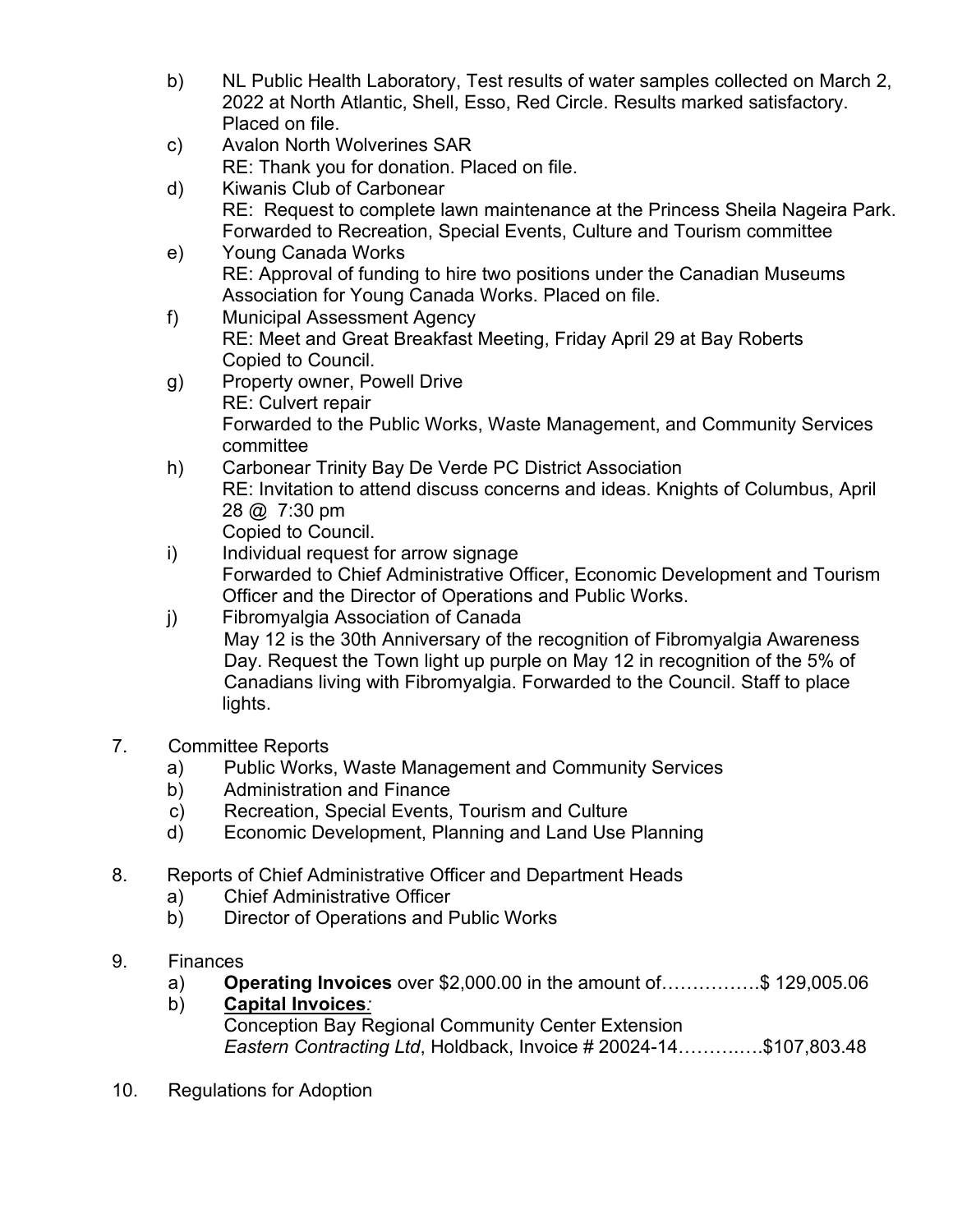b) NL Public Health Laboratory, Test results of water samples collected on March 2, 2022 at North Atlantic, Shell, Esso, Red Circle. Results marked satisfactory. Placed on file.

c) Avalon North Wolverines SAR
RE: Thank you for donation. Placed on file.

d) Kiwanis Club of Carbonear
RE: Request to complete lawn maintenance at the Princess Sheila Nageira Park. Forwarded to Recreation, Special Events, Culture and Tourism committee

e) Young Canada Works
RE: Approval of funding to hire two positions under the Canadian Museums Association for Young Canada Works. Placed on file.

f) Municipal Assessment Agency
RE: Meet and Great Breakfast Meeting, Friday April 29 at Bay Roberts
Copied to Council.

g) Property owner, Powell Drive
RE: Culvert repair
Forwarded to the Public Works, Waste Management, and Community Services committee

h) Carbonear Trinity Bay De Verde PC District Association
RE: Invitation to attend discuss concerns and ideas. Knights of Columbus, April 28 @ 7:30 pm
Copied to Council.

i) Individual request for arrow signage
Forwarded to Chief Administrative Officer, Economic Development and Tourism Officer and the Director of Operations and Public Works.

j) Fibromyalgia Association of Canada
May 12 is the 30th Anniversary of the recognition of Fibromyalgia Awareness Day. Request the Town light up purple on May 12 in recognition of the 5% of Canadians living with Fibromyalgia. Forwarded to the Council. Staff to place lights.

7. Committee Reports
   a) Public Works, Waste Management and Community Services
   b) Administration and Finance
   c) Recreation, Special Events, Tourism and Culture
   d) Economic Development, Planning and Land Use Planning

8. Reports of Chief Administrative Officer and Department Heads
   a) Chief Administrative Officer
   b) Director of Operations and Public Works

9. Finances
   a) **Operating Invoices** over $2,000.00 in the amount of…………….$ 129,005.06
   b) **<u>Capital Invoices</u>***:*
   Conception Bay Regional Community Center Extension
   *Eastern Contracting Ltd*, Holdback, Invoice # 20024-14………….$107,803.48

10. Regulations for Adoption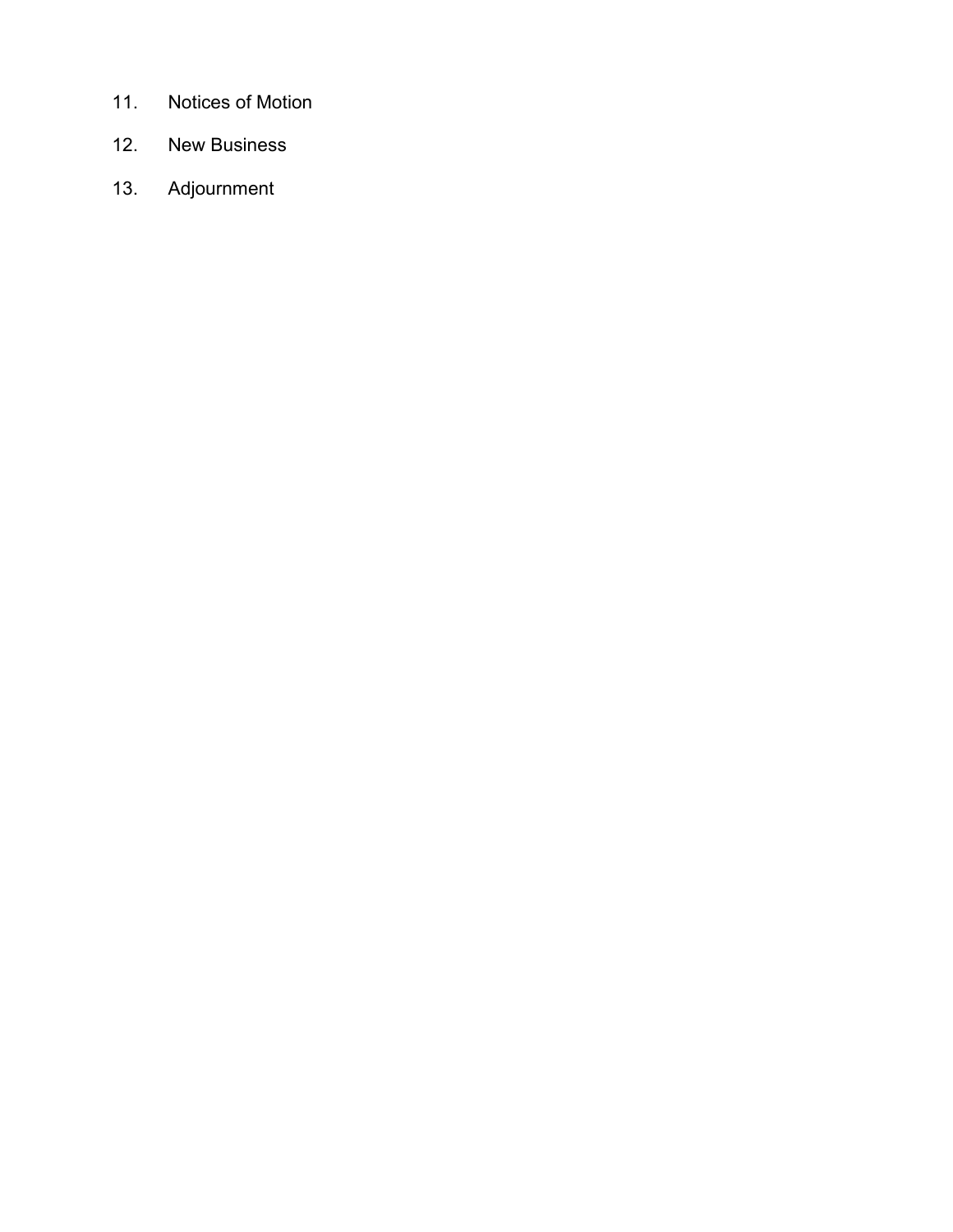11. Notices of Motion

12. New Business

13. Adjournment